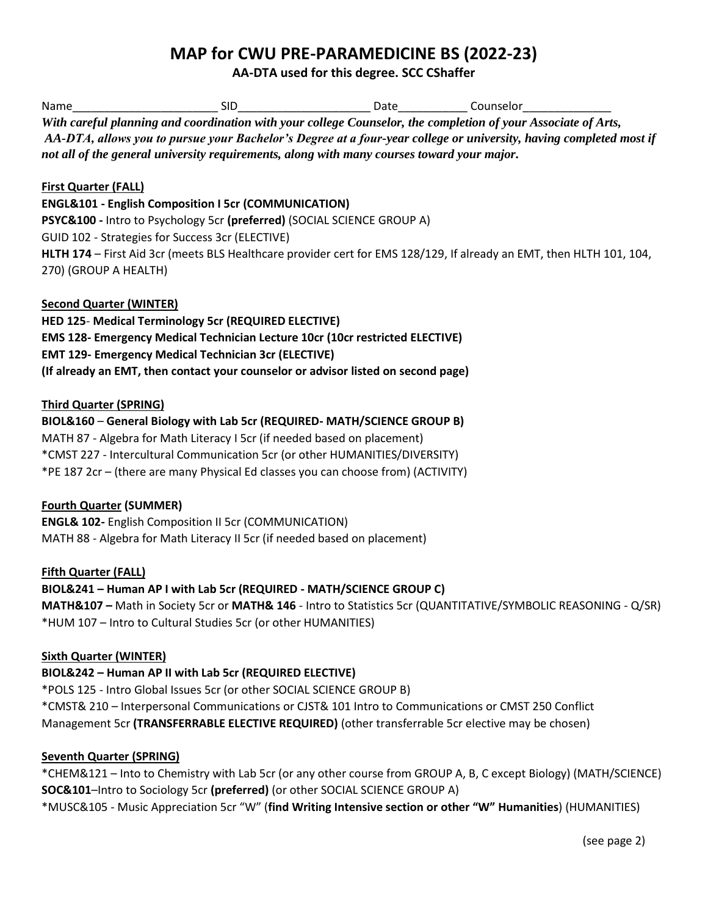# MAP for CWU PRE-PARAMEDICINE BS (2022-23)

**AA-DTA used for this degree. SCC CShaffer**

Name_______________________ SID_____________________ Date__________ Counselor______________

***With careful planning and coordination with your college Counselor, the completion of your Associate of Arts, AA-DTA, allows you to pursue your Bachelor's Degree at a four-year college or university, having completed most if not all of the general university requirements, along with many courses toward your major.***

**First Quarter (FALL)**

**ENGL&101 - English Composition I 5cr (COMMUNICATION)**
**PSYC&100 -** Intro to Psychology 5cr **(preferred)** (SOCIAL SCIENCE GROUP A)
GUID 102 - Strategies for Success 3cr (ELECTIVE)
**HLTH 174** – First Aid 3cr (meets BLS Healthcare provider cert for EMS 128/129, If already an EMT, then HLTH 101, 104, 270) (GROUP A HEALTH)

**Second Quarter (WINTER)**

**HED 125- Medical Terminology 5cr (REQUIRED ELECTIVE)**
**EMS 128- Emergency Medical Technician Lecture 10cr (10cr restricted ELECTIVE)**
**EMT 129- Emergency Medical Technician 3cr (ELECTIVE)**
**(If already an EMT, then contact your counselor or advisor listed on second page)**

**Third Quarter (SPRING)**

**BIOL&160 – General Biology with Lab 5cr (REQUIRED- MATH/SCIENCE GROUP B)**
MATH 87 - Algebra for Math Literacy I 5cr (if needed based on placement)
*CMST 227 - Intercultural Communication 5cr (or other HUMANITIES/DIVERSITY)
*PE 187 2cr – (there are many Physical Ed classes you can choose from) (ACTIVITY)

**Fourth Quarter (SUMMER)**

**ENGL& 102-** English Composition II 5cr (COMMUNICATION)
MATH 88 - Algebra for Math Literacy II 5cr (if needed based on placement)

**Fifth Quarter (FALL)**

**BIOL&241 – Human AP I with Lab 5cr (REQUIRED - MATH/SCIENCE GROUP C)**
**MATH&107 –** Math in Society 5cr or **MATH& 146** - Intro to Statistics 5cr (QUANTITATIVE/SYMBOLIC REASONING - Q/SR)
*HUM 107 – Intro to Cultural Studies 5cr (or other HUMANITIES)

**Sixth Quarter (WINTER)**

**BIOL&242 – Human AP II with Lab 5cr (REQUIRED ELECTIVE)**
*POLS 125 - Intro Global Issues 5cr (or other SOCIAL SCIENCE GROUP B)
*CMST& 210 – Interpersonal Communications or CJST& 101 Intro to Communications or CMST 250 Conflict Management 5cr **(TRANSFERRABLE ELECTIVE REQUIRED)** (other transferrable 5cr elective may be chosen)

**Seventh Quarter (SPRING)**

*CHEM&121 – Into to Chemistry with Lab 5cr (or any other course from GROUP A, B, C except Biology) (MATH/SCIENCE)
**SOC&101**–Intro to Sociology 5cr **(preferred)** (or other SOCIAL SCIENCE GROUP A)
*MUSC&105 - Music Appreciation 5cr "W" (**find Writing Intensive section or other "W" Humanities**) (HUMANITIES)

(see page 2)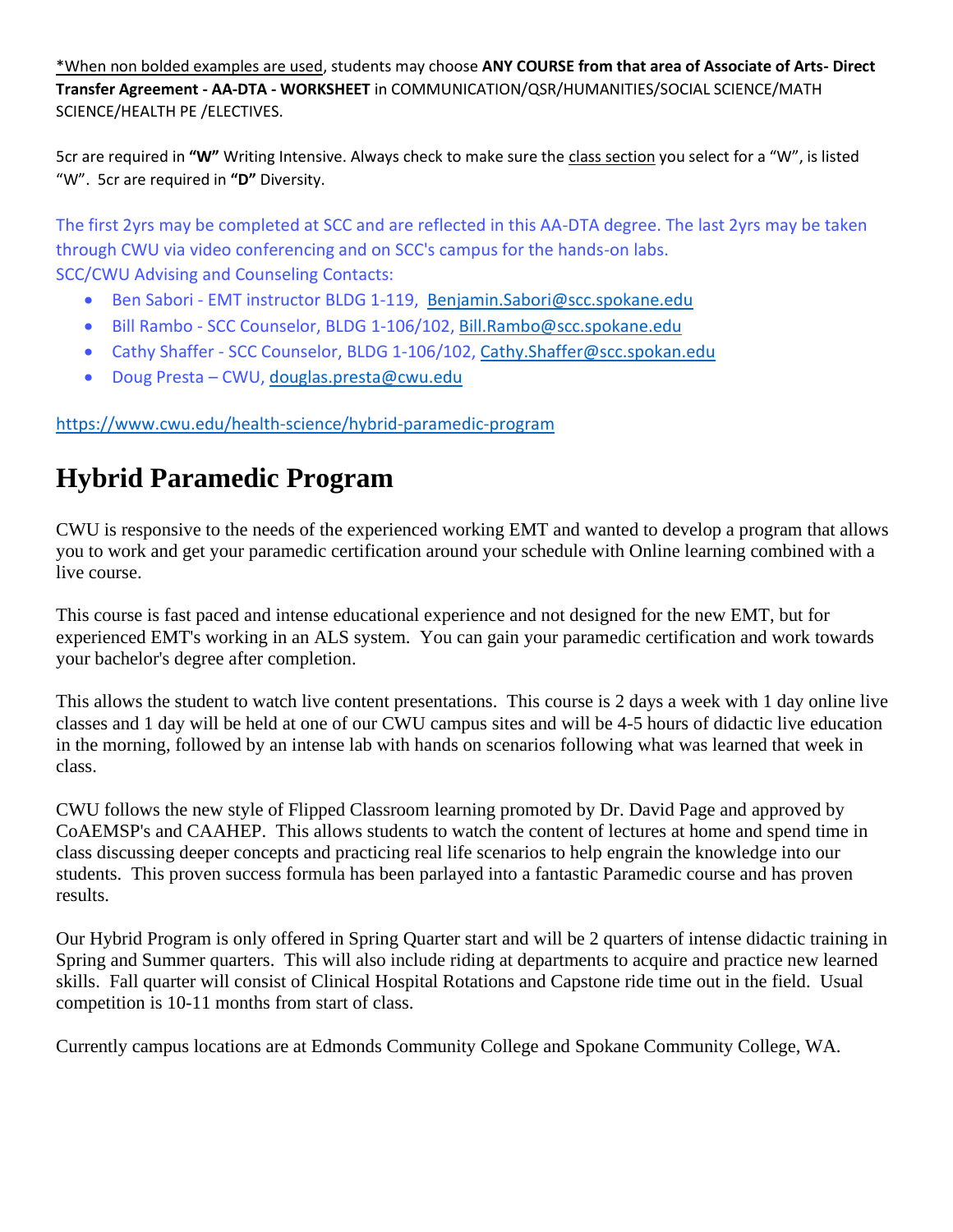*When non bolded examples are used, students may choose **ANY COURSE from that area of Associate of Arts- Direct Transfer Agreement - AA-DTA - WORKSHEET** in COMMUNICATION/QSR/HUMANITIES/SOCIAL SCIENCE/MATH SCIENCE/HEALTH PE /ELECTIVES.

5cr are required in **"W"** Writing Intensive. Always check to make sure the class section you select for a "W", is listed "W". 5cr are required in **"D"** Diversity.

The first 2yrs may be completed at SCC and are reflected in this AA-DTA degree. The last 2yrs may be taken through CWU via video conferencing and on SCC's campus for the hands-on labs.
SCC/CWU Advising and Counseling Contacts:

- Ben Sabori - EMT instructor BLDG 1-119, Benjamin.Sabori@scc.spokane.edu
- Bill Rambo - SCC Counselor, BLDG 1-106/102, Bill.Rambo@scc.spokane.edu
- Cathy Shaffer - SCC Counselor, BLDG 1-106/102, Cathy.Shaffer@scc.spokan.edu
- Doug Presta – CWU, douglas.presta@cwu.edu

https://www.cwu.edu/health-science/hybrid-paramedic-program

# Hybrid Paramedic Program

CWU is responsive to the needs of the experienced working EMT and wanted to develop a program that allows you to work and get your paramedic certification around your schedule with Online learning combined with a live course.

This course is fast paced and intense educational experience and not designed for the new EMT, but for experienced EMT's working in an ALS system. You can gain your paramedic certification and work towards your bachelor's degree after completion.

This allows the student to watch live content presentations. This course is 2 days a week with 1 day online live classes and 1 day will be held at one of our CWU campus sites and will be 4-5 hours of didactic live education in the morning, followed by an intense lab with hands on scenarios following what was learned that week in class.

CWU follows the new style of Flipped Classroom learning promoted by Dr. David Page and approved by CoAEMSP's and CAAHEP. This allows students to watch the content of lectures at home and spend time in class discussing deeper concepts and practicing real life scenarios to help engrain the knowledge into our students. This proven success formula has been parlayed into a fantastic Paramedic course and has proven results.

Our Hybrid Program is only offered in Spring Quarter start and will be 2 quarters of intense didactic training in Spring and Summer quarters. This will also include riding at departments to acquire and practice new learned skills. Fall quarter will consist of Clinical Hospital Rotations and Capstone ride time out in the field. Usual competition is 10-11 months from start of class.

Currently campus locations are at Edmonds Community College and Spokane Community College, WA.